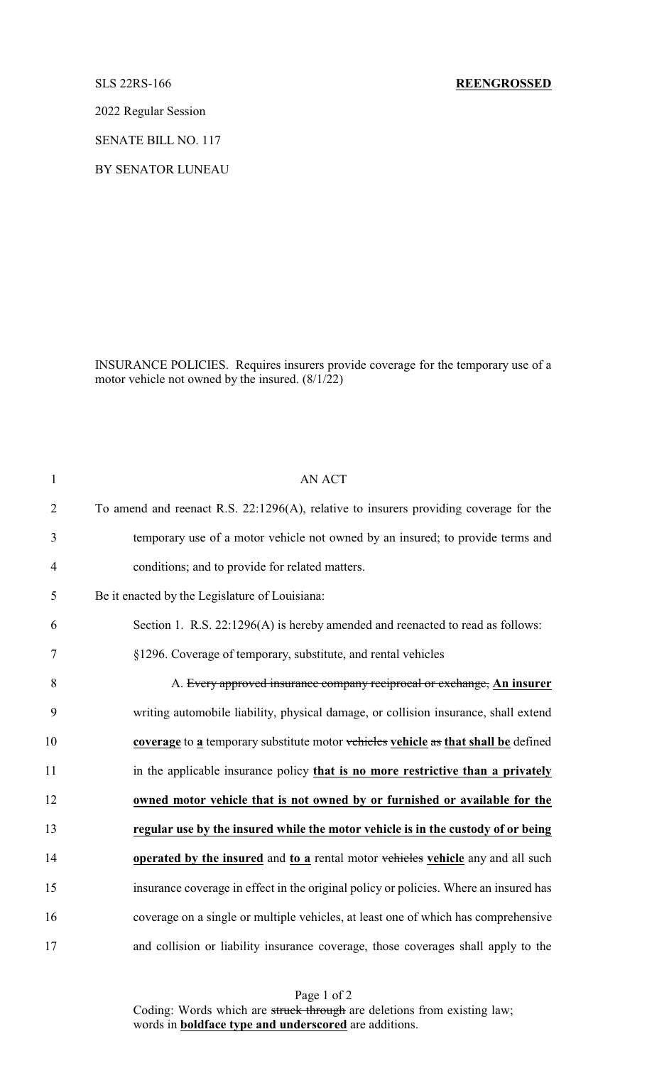SLS 22RS-166 **REENGROSSED**

2022 Regular Session

SENATE BILL NO. 117

BY SENATOR LUNEAU

INSURANCE POLICIES. Requires insurers provide coverage for the temporary use of a motor vehicle not owned by the insured. (8/1/22)

AN ACT

To amend and reenact R.S. 22:1296(A), relative to insurers providing coverage for the temporary use of a motor vehicle not owned by an insured; to provide terms and conditions; and to provide for related matters.

Be it enacted by the Legislature of Louisiana:

Section 1. R.S. 22:1296(A) is hereby amended and reenacted to read as follows:

§1296. Coverage of temporary, substitute, and rental vehicles

A. ~~Every approved insurance company reciprocal or exchange,~~ **<u>An insurer</u>** writing automobile liability, physical damage, or collision insurance, shall extend **<u>coverage</u>** to **<u>a</u>** temporary substitute motor ~~vehicles~~ **<u>vehicle</u>** ~~as~~ **<u>that shall be</u>** defined in the applicable insurance policy **<u>that is no more restrictive than a privately owned motor vehicle that is not owned by or furnished or available for the regular use by the insured while the motor vehicle is in the custody of or being operated by the insured</u>** and **<u>to a</u>** rental motor ~~vehicles~~ **<u>vehicle</u>** any and all such insurance coverage in effect in the original policy or policies. Where an insured has coverage on a single or multiple vehicles, at least one of which has comprehensive and collision or liability insurance coverage, those coverages shall apply to the

Coding: Words which are ~~struck through~~ are deletions from existing law; words in **<u>boldface type and underscored</u>** are additions.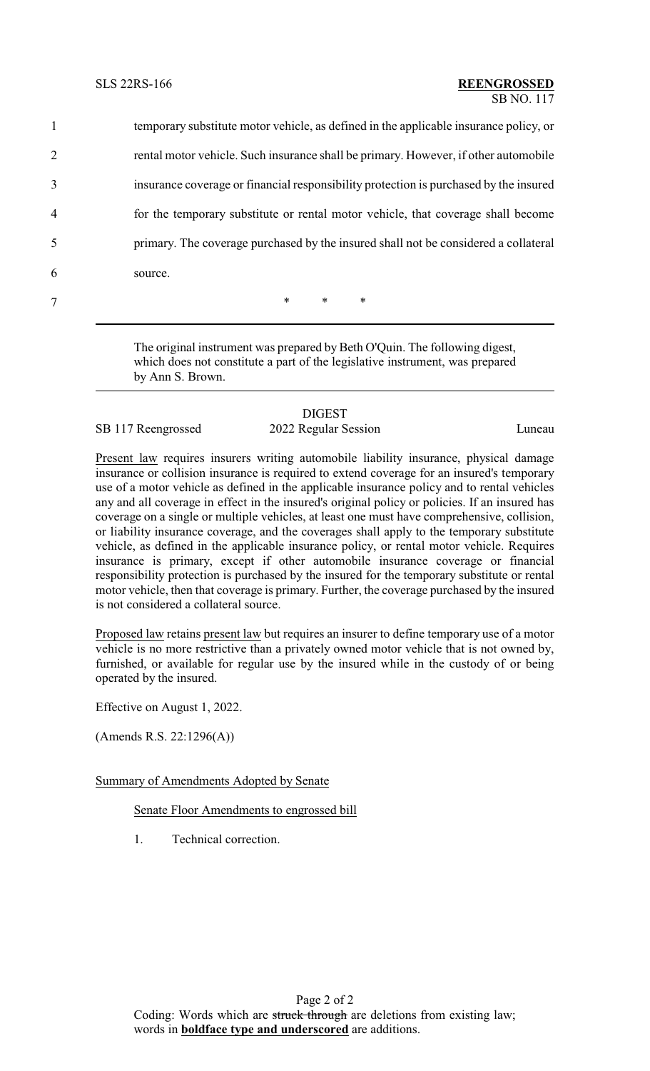temporary substitute motor vehicle, as defined in the applicable insurance policy, or rental motor vehicle. Such insurance shall be primary. However, if other automobile insurance coverage or financial responsibility protection is purchased by the insured for the temporary substitute or rental motor vehicle, that coverage shall become primary. The coverage purchased by the insured shall not be considered a collateral source.

\* \* \*

---

The original instrument was prepared by Beth O'Quin. The following digest, which does not constitute a part of the legislative instrument, was prepared by Ann S. Brown.

---

DIGEST

SB 117 Reengrossed — 2022 Regular Session — Luneau

Present law requires insurers writing automobile liability insurance, physical damage insurance or collision insurance is required to extend coverage for an insured's temporary use of a motor vehicle as defined in the applicable insurance policy and to rental vehicles any and all coverage in effect in the insured's original policy or policies. If an insured has coverage on a single or multiple vehicles, at least one must have comprehensive, collision, or liability insurance coverage, and the coverages shall apply to the temporary substitute vehicle, as defined in the applicable insurance policy, or rental motor vehicle. Requires insurance is primary, except if other automobile insurance coverage or financial responsibility protection is purchased by the insured for the temporary substitute or rental motor vehicle, then that coverage is primary. Further, the coverage purchased by the insured is not considered a collateral source.

Proposed law retains present law but requires an insurer to define temporary use of a motor vehicle is no more restrictive than a privately owned motor vehicle that is not owned by, furnished, or available for regular use by the insured while in the custody of or being operated by the insured.

Effective on August 1, 2022.

(Amends R.S. 22:1296(A))

Summary of Amendments Adopted by Senate

Senate Floor Amendments to engrossed bill

1. Technical correction.

Coding: Words which are ~~struck through~~ are deletions from existing law; words in **boldface type and underscored** are additions.